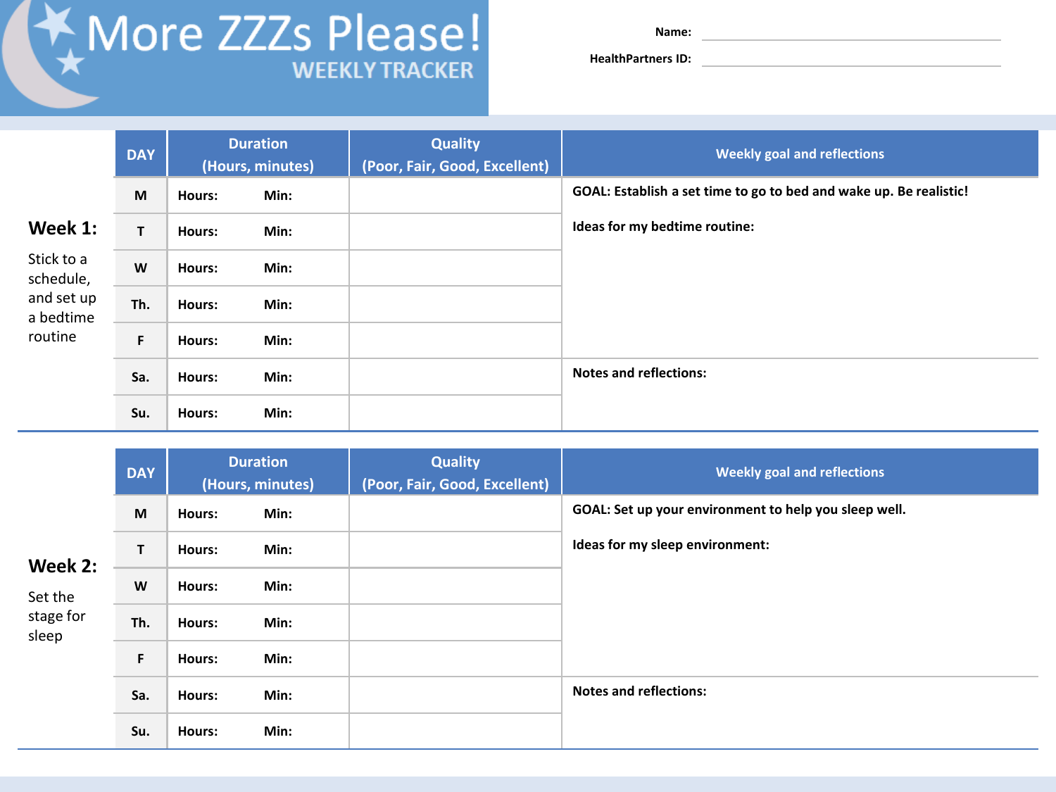# More ZZZs Please!

## WEEKLY TRACKER

**Name:** ____________________

**HealthPartners ID:** ____________________

### Week 1:

Stick to a schedule, and set up a bedtime routine

| DAY | Duration (Hours, minutes) | Quality (Poor, Fair, Good, Excellent) | Weekly goal and reflections |
|---|---|---|---|
| M | Hours: Min: | | **GOAL: Establish a set time to go to bed and wake up. Be realistic!** |
| T | Hours: Min: | | **Ideas for my bedtime routine:** |
| W | Hours: Min: | | |
| Th. | Hours: Min: | | |
| F | Hours: Min: | | |
| Sa. | Hours: Min: | | **Notes and reflections:** |
| Su. | Hours: Min: | | |

### Week 2:

Set the stage for sleep

| DAY | Duration (Hours, minutes) | Quality (Poor, Fair, Good, Excellent) | Weekly goal and reflections |
|---|---|---|---|
| M | Hours: Min: | | **GOAL: Set up your environment to help you sleep well.** |
| T | Hours: Min: | | **Ideas for my sleep environment:** |
| W | Hours: Min: | | |
| Th. | Hours: Min: | | |
| F | Hours: Min: | | |
| Sa. | Hours: Min: | | **Notes and reflections:** |
| Su. | Hours: Min: | | |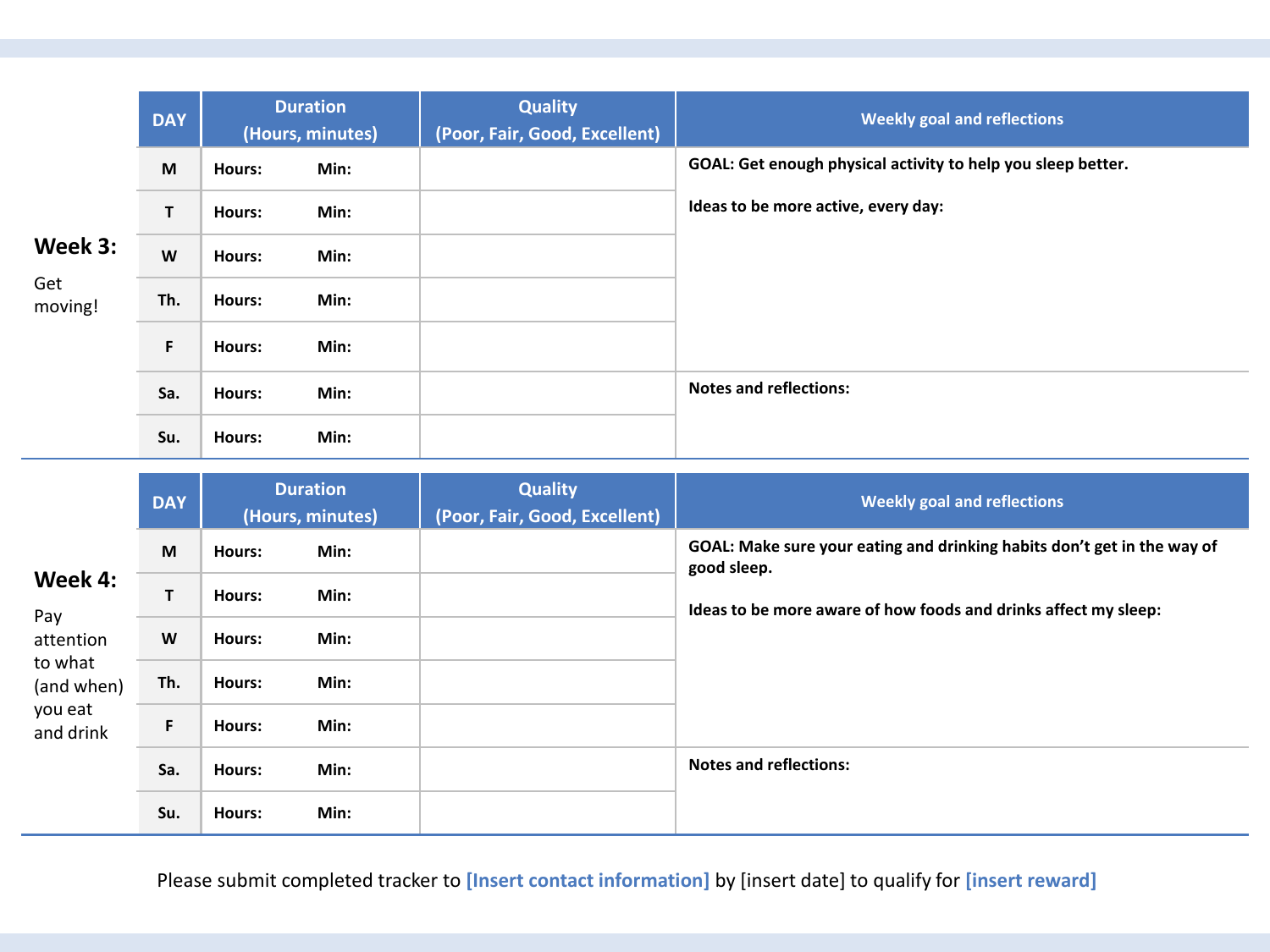## Week 3:

Get moving!

| DAY | Duration (Hours, minutes) | Quality (Poor, Fair, Good, Excellent) | Weekly goal and reflections |
|---|---|---|---|
| M | Hours: Min: | | **GOAL: Get enough physical activity to help you sleep better.** |
| T | Hours: Min: | | **Ideas to be more active, every day:** |
| W | Hours: Min: | | |
| Th. | Hours: Min: | | |
| F | Hours: Min: | | |
| Sa. | Hours: Min: | | **Notes and reflections:** |
| Su. | Hours: Min: | | |

## Week 4:

Pay attention to what (and when) you eat and drink

| DAY | Duration (Hours, minutes) | Quality (Poor, Fair, Good, Excellent) | Weekly goal and reflections |
|---|---|---|---|
| M | Hours: Min: | | **GOAL: Make sure your eating and drinking habits don't get in the way of good sleep.** |
| T | Hours: Min: | | **Ideas to be more aware of how foods and drinks affect my sleep:** |
| W | Hours: Min: | | |
| Th. | Hours: Min: | | |
| F | Hours: Min: | | |
| Sa. | Hours: Min: | | **Notes and reflections:** |
| Su. | Hours: Min: | | |

Please submit completed tracker to **[Insert contact information]** by [insert date] to qualify for **[insert reward]**